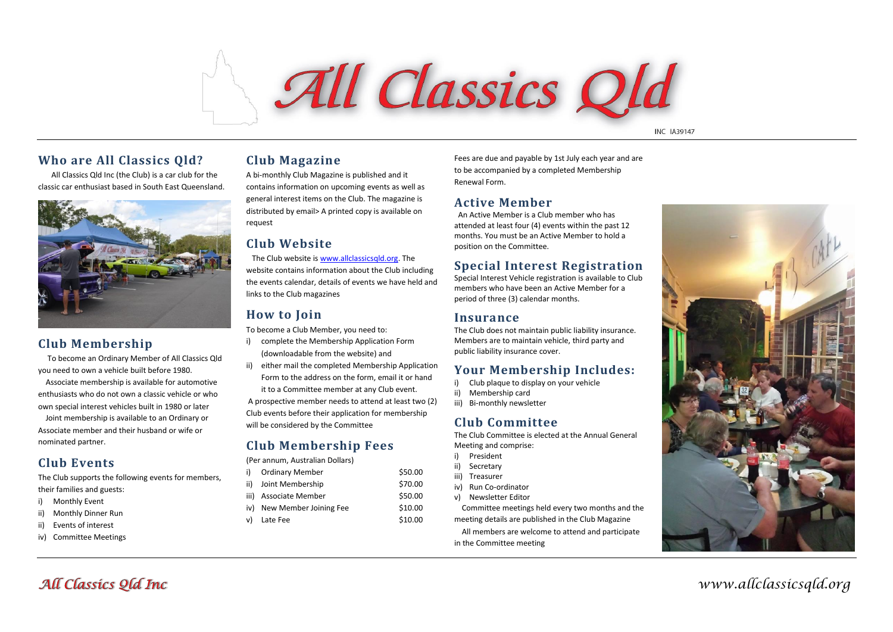# All Classics Qld

INC IA39147

## Who are All Classics Qld?

All Classics Qld Inc (the Club) is a car club for the classic car enthusiast based in South East Queensland.

## Club Membership

To become an Ordinary Member of All Classics Qld you need to own a vehicle built before 1980.

Associate membership is available for automotive enthusiasts who do not own a classic vehicle or who own special interest vehicles built in 1980 or later

Joint membership is available to an Ordinary or Associate member and their husband or wife or nominated partner.

## Club Events

The Club supports the following events for members, their families and guests:

i) Monthly Event
ii) Monthly Dinner Run
ii) Events of interest
iv) Committee Meetings

## Club Magazine

A bi-monthly Club Magazine is published and it contains information on upcoming events as well as general interest items on the Club. The magazine is distributed by email> A printed copy is available on request

## Club Website

The Club website is [www.allclassicsqld.org](http://www.allclassicsqld.org). The website contains information about the Club including the events calendar, details of events we have held and links to the Club magazines

## How to Join

To become a Club Member, you need to:

i) complete the Membership Application Form (downloadable from the website) and
ii) either mail the completed Membership Application Form to the address on the form, email it or hand it to a Committee member at any Club event.

A prospective member needs to attend at least two (2) Club events before their application for membership will be considered by the Committee

## Club Membership Fees

(Per annum, Australian Dollars)

| | | |
|---|---|---|
| i) | Ordinary Member | $50.00 |
| ii) | Joint Membership | $70.00 |
| iii) | Associate Member | $50.00 |
| iv) | New Member Joining Fee | $10.00 |
| v) | Late Fee | $10.00 |

Fees are due and payable by 1st July each year and are to be accompanied by a completed Membership Renewal Form.

## Active Member

An Active Member is a Club member who has attended at least four (4) events within the past 12 months. You must be an Active Member to hold a position on the Committee.

## Special Interest Registration

Special Interest Vehicle registration is available to Club members who have been an Active Member for a period of three (3) calendar months.

## Insurance

The Club does not maintain public liability insurance. Members are to maintain vehicle, third party and public liability insurance cover.

## Your Membership Includes:

i) Club plaque to display on your vehicle
ii) Membership card
iii) Bi-monthly newsletter

## Club Committee

The Club Committee is elected at the Annual General Meeting and comprise:

i) President
ii) Secretary
iii) Treasurer
iv) Run Co-ordinator
v) Newsletter Editor

Committee meetings held every two months and the meeting details are published in the Club Magazine

All members are welcome to attend and participate in the Committee meeting

*All Classics Qld Inc* *www.allclassicsqld.org*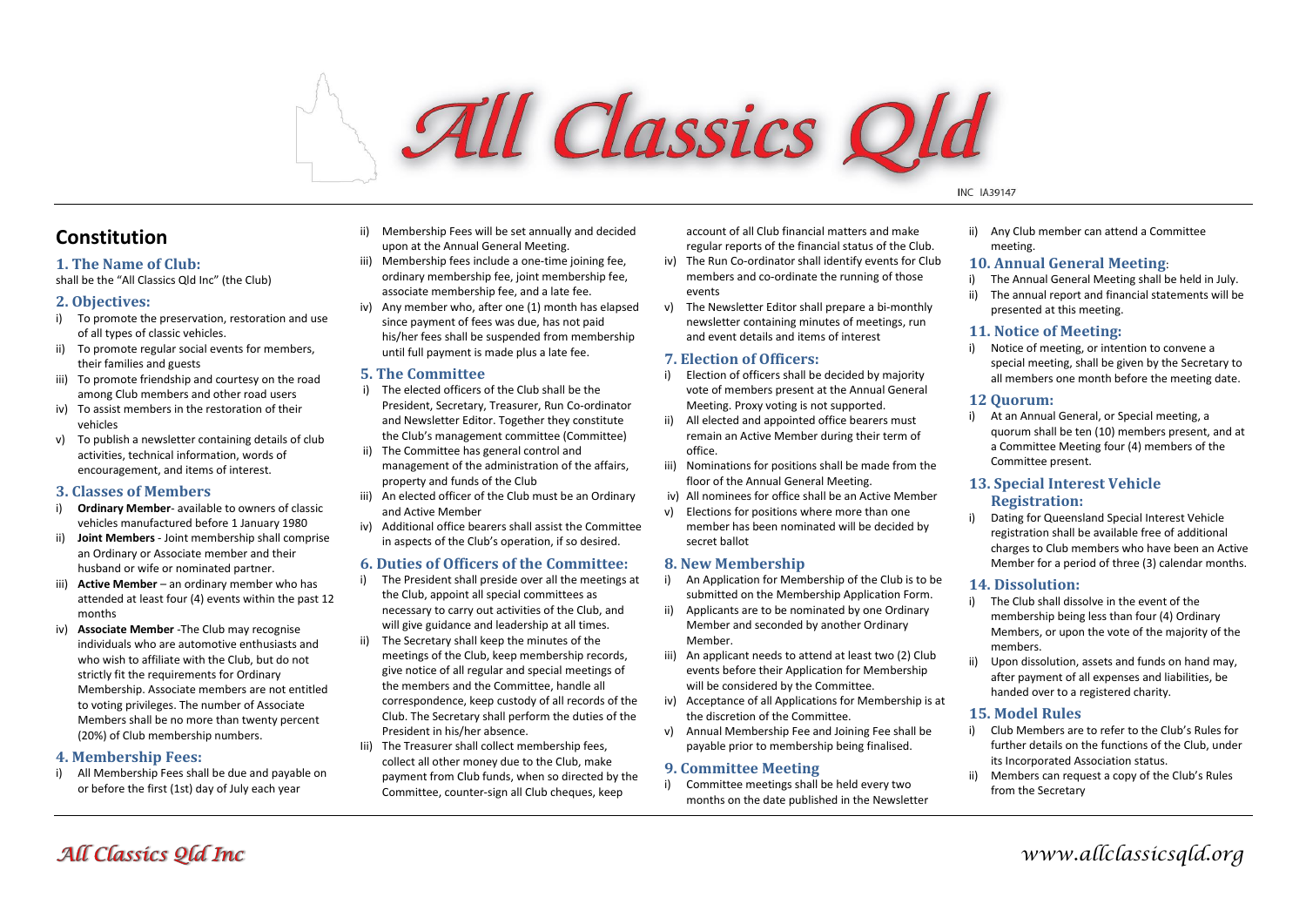# All Classics Qld

INC IA39147

## Constitution

### 1. The Name of Club:

shall be the "All Classics Qld Inc" (the Club)

### 2. Objectives:

i) To promote the preservation, restoration and use of all types of classic vehicles.
ii) To promote regular social events for members, their families and guests
iii) To promote friendship and courtesy on the road among Club members and other road users
iv) To assist members in the restoration of their vehicles
v) To publish a newsletter containing details of club activities, technical information, words of encouragement, and items of interest.

### 3. Classes of Members

i) **Ordinary Member**- available to owners of classic vehicles manufactured before 1 January 1980
ii) **Joint Members** - Joint membership shall comprise an Ordinary or Associate member and their husband or wife or nominated partner.
iii) **Active Member** – an ordinary member who has attended at least four (4) events within the past 12 months
iv) **Associate Member** -The Club may recognise individuals who are automotive enthusiasts and who wish to affiliate with the Club, but do not strictly fit the requirements for Ordinary Membership. Associate members are not entitled to voting privileges. The number of Associate Members shall be no more than twenty percent (20%) of Club membership numbers.

### 4. Membership Fees:

i) All Membership Fees shall be due and payable on or before the first (1st) day of July each year
ii) Membership Fees will be set annually and decided upon at the Annual General Meeting.
iii) Membership fees include a one-time joining fee, ordinary membership fee, joint membership fee, associate membership fee, and a late fee.
iv) Any member who, after one (1) month has elapsed since payment of fees was due, has not paid his/her fees shall be suspended from membership until full payment is made plus a late fee.

### 5. The Committee

i) The elected officers of the Club shall be the President, Secretary, Treasurer, Run Co-ordinator and Newsletter Editor. Together they constitute the Club's management committee (Committee)
ii) The Committee has general control and management of the administration of the affairs, property and funds of the Club
iii) An elected officer of the Club must be an Ordinary and Active Member
iv) Additional office bearers shall assist the Committee in aspects of the Club's operation, if so desired.

### 6. Duties of Officers of the Committee:

i) The President shall preside over all the meetings at the Club, appoint all special committees as necessary to carry out activities of the Club, and will give guidance and leadership at all times.
ii) The Secretary shall keep the minutes of the meetings of the Club, keep membership records, give notice of all regular and special meetings of the members and the Committee, handle all correspondence, keep custody of all records of the Club. The Secretary shall perform the duties of the President in his/her absence.
Iii) The Treasurer shall collect membership fees, collect all other money due to the Club, make payment from Club funds, when so directed by the Committee, counter-sign all Club cheques, keep account of all Club financial matters and make regular reports of the financial status of the Club.
iv) The Run Co-ordinator shall identify events for Club members and co-ordinate the running of those events
v) The Newsletter Editor shall prepare a bi-monthly newsletter containing minutes of meetings, run and event details and items of interest

### 7. Election of Officers:

i) Election of officers shall be decided by majority vote of members present at the Annual General Meeting. Proxy voting is not supported.
ii) All elected and appointed office bearers must remain an Active Member during their term of office.
iii) Nominations for positions shall be made from the floor of the Annual General Meeting.
iv) All nominees for office shall be an Active Member
v) Elections for positions where more than one member has been nominated will be decided by secret ballot

### 8. New Membership

i) An Application for Membership of the Club is to be submitted on the Membership Application Form.
ii) Applicants are to be nominated by one Ordinary Member and seconded by another Ordinary Member.
iii) An applicant needs to attend at least two (2) Club events before their Application for Membership will be considered by the Committee.
iv) Acceptance of all Applications for Membership is at the discretion of the Committee.
v) Annual Membership Fee and Joining Fee shall be payable prior to membership being finalised.

### 9. Committee Meeting

i) Committee meetings shall be held every two months on the date published in the Newsletter
ii) Any Club member can attend a Committee meeting.

### 10. Annual General Meeting:

i) The Annual General Meeting shall be held in July.
ii) The annual report and financial statements will be presented at this meeting.

### 11. Notice of Meeting:

i) Notice of meeting, or intention to convene a special meeting, shall be given by the Secretary to all members one month before the meeting date.

### 12 Quorum:

i) At an Annual General, or Special meeting, a quorum shall be ten (10) members present, and at a Committee Meeting four (4) members of the Committee present.

### 13. Special Interest Vehicle Registration:

i) Dating for Queensland Special Interest Vehicle registration shall be available free of additional charges to Club members who have been an Active Member for a period of three (3) calendar months.

### 14. Dissolution:

i) The Club shall dissolve in the event of the membership being less than four (4) Ordinary Members, or upon the vote of the majority of the members.
ii) Upon dissolution, assets and funds on hand may, after payment of all expenses and liabilities, be handed over to a registered charity.

### 15. Model Rules

i) Club Members are to refer to the Club's Rules for further details on the functions of the Club, under its Incorporated Association status.
ii) Members can request a copy of the Club's Rules from the Secretary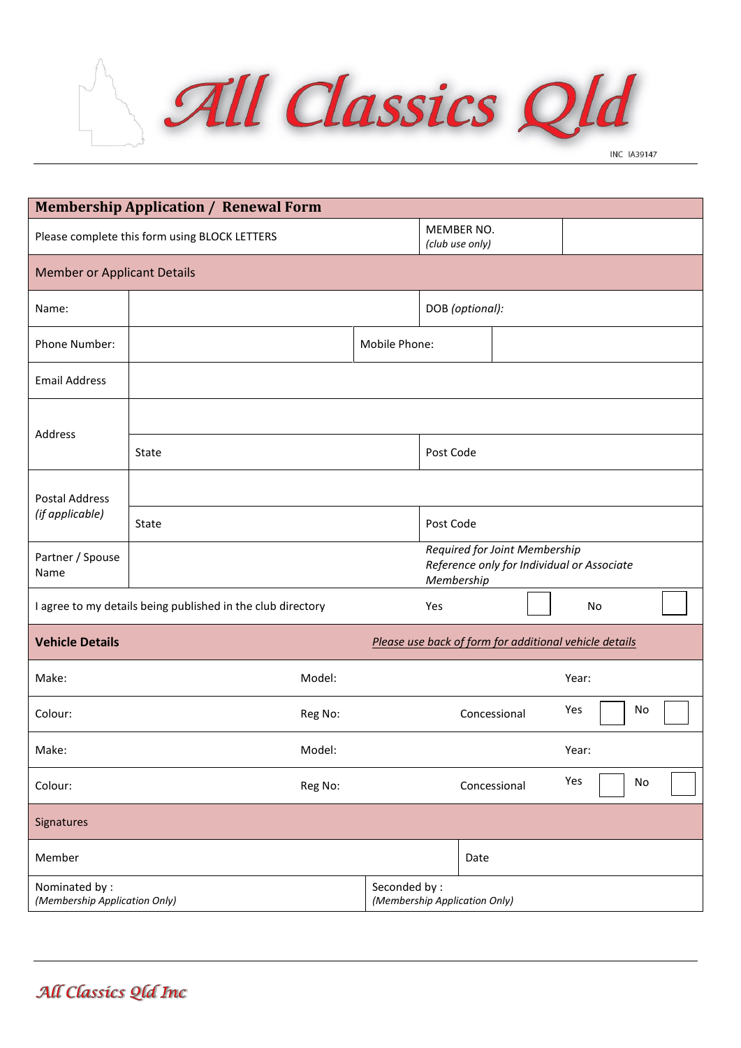# All Classics Qld

INC IA39147

## Membership Application / Renewal Form

| Please complete this form using BLOCK LETTERS | | | MEMBER NO. *(club use only)* | |
|---|---|---|---|---|

### Member or Applicant Details

| | | | | |
|---|---|---|---|---|
| Name: | | | DOB *(optional)*: | |
| Phone Number: | | Mobile Phone: | | |
| Email Address | | | | |
| Address | | | | |
| | State | | Post Code | |
| Postal Address *(if applicable)* | | | | |
| | State | | Post Code | |
| Partner / Spouse Name | | | *Required for Joint Membership Reference only for Individual or Associate Membership* | |
| I agree to my details being published in the club directory | | | Yes ☐ | No ☐ |

### Vehicle Details

*Please use back of form for additional vehicle details*

| | | | |
|---|---|---|---|
| Make: | Model: | | Year: |
| Colour: | Reg No: | Concessional | Yes ☐ No ☐ |
| Make: | Model: | | Year: |
| Colour: | Reg No: | Concessional | Yes ☐ No ☐ |

### Signatures

| | |
|---|---|
| Member | Date |
| Nominated by : *(Membership Application Only)* | Seconded by : *(Membership Application Only)* |

All Classics Qld Inc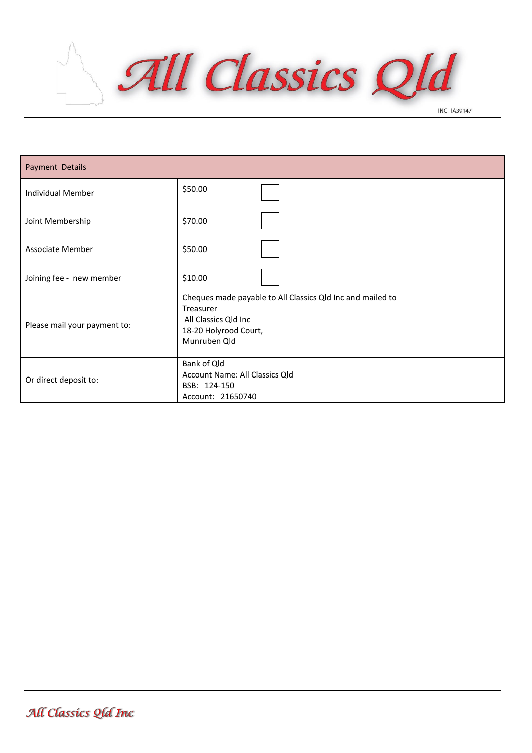# All Classics Qld

INC IA39147

| Payment Details | |
|---|---|
| Individual Member | $50.00 ☐ |
| Joint Membership | $70.00 ☐ |
| Associate Member | $50.00 ☐ |
| Joining fee - new member | $10.00 ☐ |
| Please mail your payment to: | Cheques made payable to All Classics Qld Inc and mailed to Treasurer<br>All Classics Qld Inc<br>18-20 Holyrood Court,<br>Munruben Qld |
| Or direct deposit to: | Bank of Qld<br>Account Name: All Classics Qld<br>BSB: 124-150<br>Account: 21650740 |